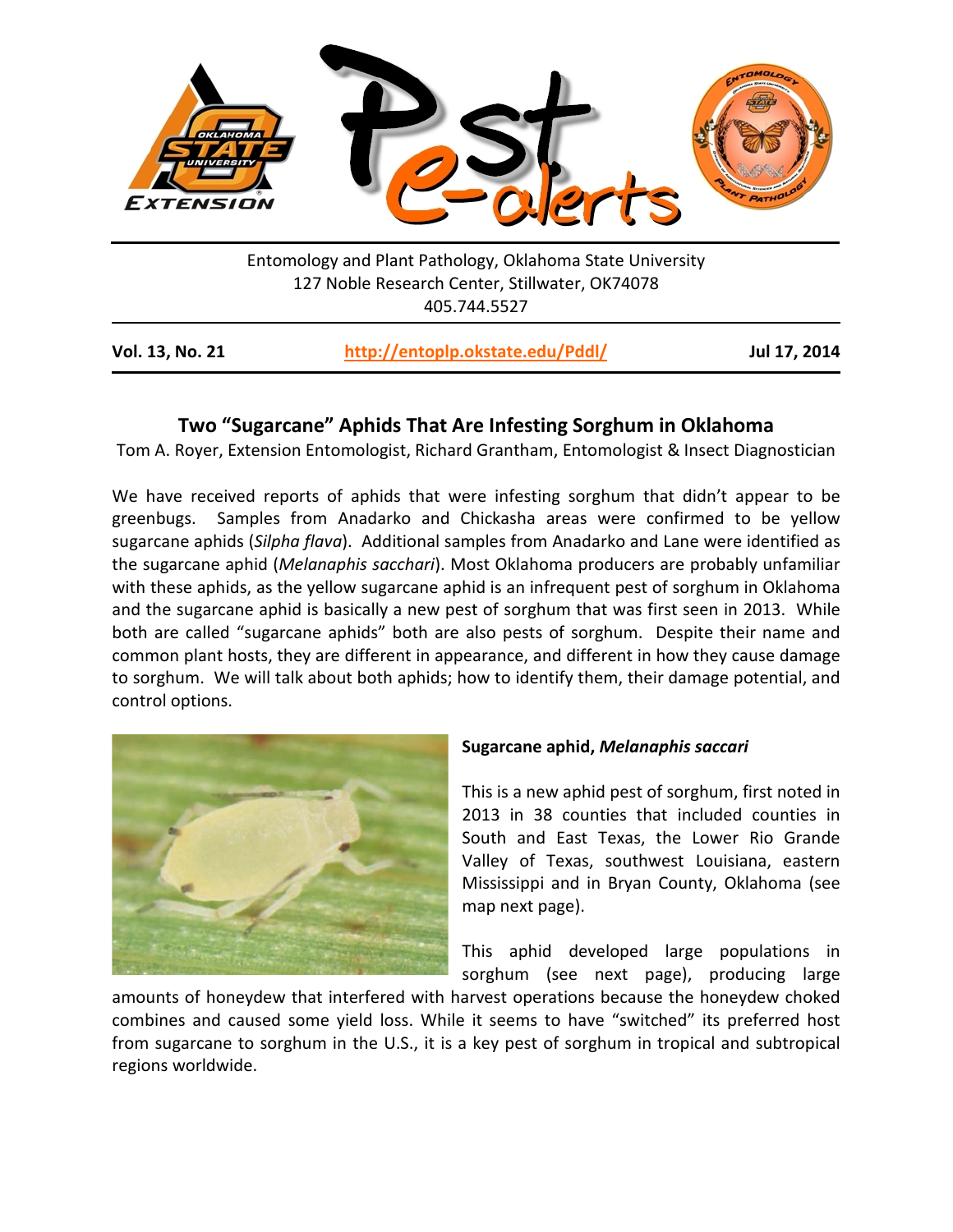Entomology and Plant Pathology, Oklahoma State University
127 Noble Research Center, Stillwater, OK74078
405.744.5527

**Vol. 13, No. 21** | **http://entoplp.okstate.edu/Pddl/** | **Jul 17, 2014**

## Two "Sugarcane" Aphids That Are Infesting Sorghum in Oklahoma

Tom A. Royer, Extension Entomologist, Richard Grantham, Entomologist & Insect Diagnostician

We have received reports of aphids that were infesting sorghum that didn't appear to be greenbugs. Samples from Anadarko and Chickasha areas were confirmed to be yellow sugarcane aphids (*Silpha flava*). Additional samples from Anadarko and Lane were identified as the sugarcane aphid (*Melanaphis sacchari*). Most Oklahoma producers are probably unfamiliar with these aphids, as the yellow sugarcane aphid is an infrequent pest of sorghum in Oklahoma and the sugarcane aphid is basically a new pest of sorghum that was first seen in 2013. While both are called "sugarcane aphids" both are also pests of sorghum. Despite their name and common plant hosts, they are different in appearance, and different in how they cause damage to sorghum. We will talk about both aphids; how to identify them, their damage potential, and control options.

### Sugarcane aphid, *Melanaphis saccari*

This is a new aphid pest of sorghum, first noted in 2013 in 38 counties that included counties in South and East Texas, the Lower Rio Grande Valley of Texas, southwest Louisiana, eastern Mississippi and in Bryan County, Oklahoma (see map next page).

This aphid developed large populations in sorghum (see next page), producing large amounts of honeydew that interfered with harvest operations because the honeydew choked combines and caused some yield loss. While it seems to have "switched" its preferred host from sugarcane to sorghum in the U.S., it is a key pest of sorghum in tropical and subtropical regions worldwide.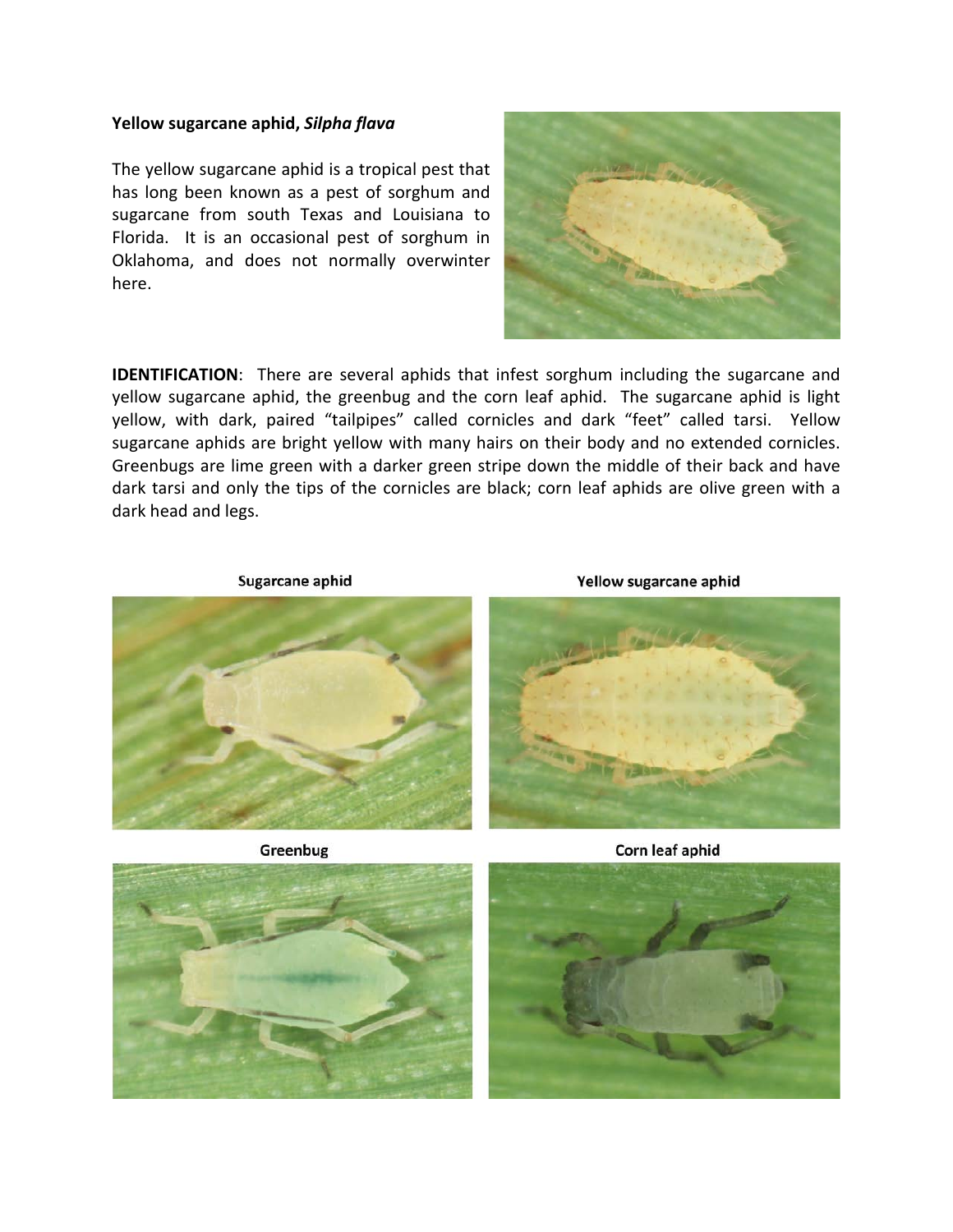**Yellow sugarcane aphid, *Silpha flava***

The yellow sugarcane aphid is a tropical pest that has long been known as a pest of sorghum and sugarcane from south Texas and Louisiana to Florida. It is an occasional pest of sorghum in Oklahoma, and does not normally overwinter here.

**IDENTIFICATION**: There are several aphids that infest sorghum including the sugarcane and yellow sugarcane aphid, the greenbug and the corn leaf aphid. The sugarcane aphid is light yellow, with dark, paired "tailpipes" called cornicles and dark "feet" called tarsi. Yellow sugarcane aphids are bright yellow with many hairs on their body and no extended cornicles. Greenbugs are lime green with a darker green stripe down the middle of their back and have dark tarsi and only the tips of the cornicles are black; corn leaf aphids are olive green with a dark head and legs.

Sugarcane aphid

Yellow sugarcane aphid

Greenbug

Corn leaf aphid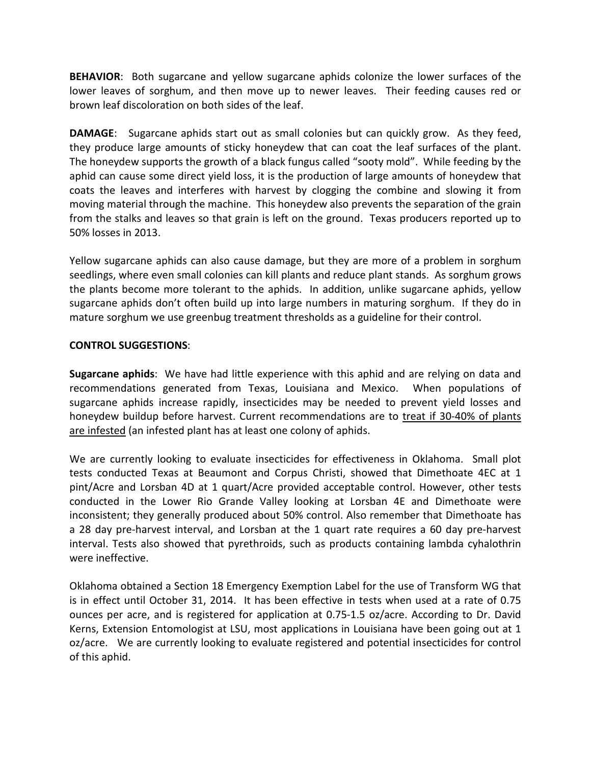**BEHAVIOR**: Both sugarcane and yellow sugarcane aphids colonize the lower surfaces of the lower leaves of sorghum, and then move up to newer leaves. Their feeding causes red or brown leaf discoloration on both sides of the leaf.

**DAMAGE**: Sugarcane aphids start out as small colonies but can quickly grow. As they feed, they produce large amounts of sticky honeydew that can coat the leaf surfaces of the plant. The honeydew supports the growth of a black fungus called "sooty mold". While feeding by the aphid can cause some direct yield loss, it is the production of large amounts of honeydew that coats the leaves and interferes with harvest by clogging the combine and slowing it from moving material through the machine. This honeydew also prevents the separation of the grain from the stalks and leaves so that grain is left on the ground. Texas producers reported up to 50% losses in 2013.

Yellow sugarcane aphids can also cause damage, but they are more of a problem in sorghum seedlings, where even small colonies can kill plants and reduce plant stands. As sorghum grows the plants become more tolerant to the aphids. In addition, unlike sugarcane aphids, yellow sugarcane aphids don't often build up into large numbers in maturing sorghum. If they do in mature sorghum we use greenbug treatment thresholds as a guideline for their control.

**CONTROL SUGGESTIONS**:

**Sugarcane aphids**: We have had little experience with this aphid and are relying on data and recommendations generated from Texas, Louisiana and Mexico. When populations of sugarcane aphids increase rapidly, insecticides may be needed to prevent yield losses and honeydew buildup before harvest. Current recommendations are to <u>treat if 30-40% of plants are infested</u> (an infested plant has at least one colony of aphids.

We are currently looking to evaluate insecticides for effectiveness in Oklahoma. Small plot tests conducted Texas at Beaumont and Corpus Christi, showed that Dimethoate 4EC at 1 pint/Acre and Lorsban 4D at 1 quart/Acre provided acceptable control. However, other tests conducted in the Lower Rio Grande Valley looking at Lorsban 4E and Dimethoate were inconsistent; they generally produced about 50% control. Also remember that Dimethoate has a 28 day pre-harvest interval, and Lorsban at the 1 quart rate requires a 60 day pre-harvest interval. Tests also showed that pyrethroids, such as products containing lambda cyhalothrin were ineffective.

Oklahoma obtained a Section 18 Emergency Exemption Label for the use of Transform WG that is in effect until October 31, 2014. It has been effective in tests when used at a rate of 0.75 ounces per acre, and is registered for application at 0.75-1.5 oz/acre. According to Dr. David Kerns, Extension Entomologist at LSU, most applications in Louisiana have been going out at 1 oz/acre. We are currently looking to evaluate registered and potential insecticides for control of this aphid.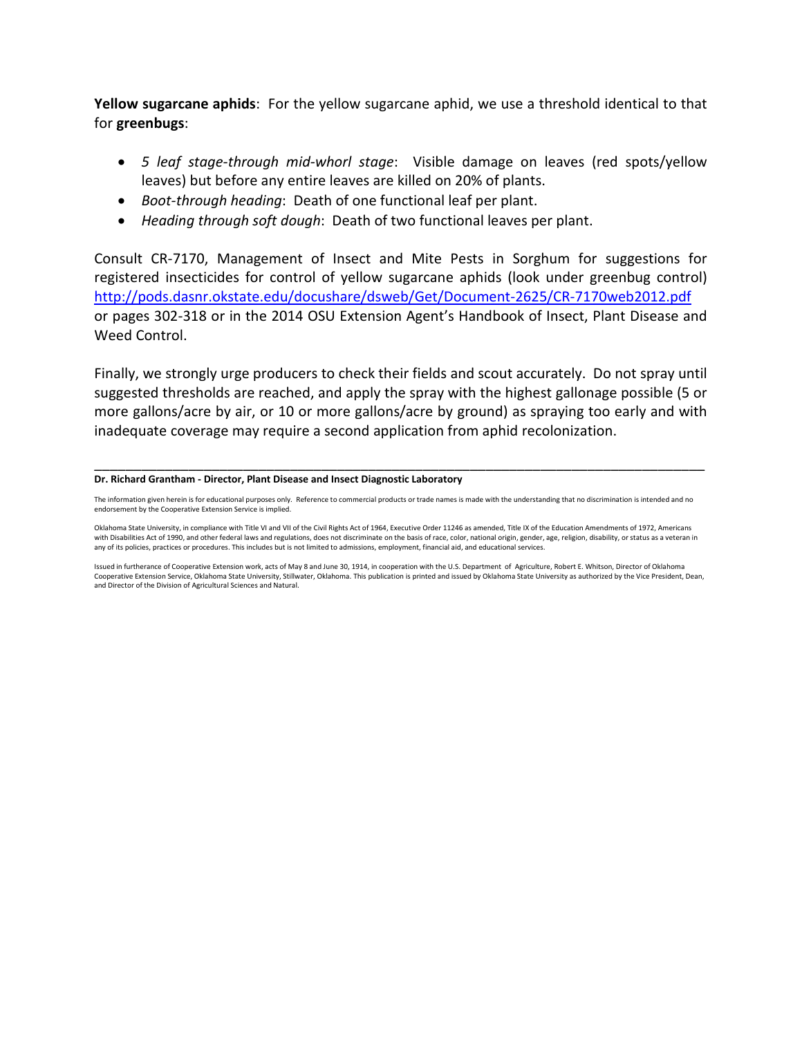**Yellow sugarcane aphids**: For the yellow sugarcane aphid, we use a threshold identical to that for **greenbugs**:

- *5 leaf stage-through mid-whorl stage*: Visible damage on leaves (red spots/yellow leaves) but before any entire leaves are killed on 20% of plants.
- *Boot-through heading*: Death of one functional leaf per plant.
- *Heading through soft dough*: Death of two functional leaves per plant.

Consult CR-7170, Management of Insect and Mite Pests in Sorghum for suggestions for registered insecticides for control of yellow sugarcane aphids (look under greenbug control) http://pods.dasnr.okstate.edu/docushare/dsweb/Get/Document-2625/CR-7170web2012.pdf or pages 302-318 or in the 2014 OSU Extension Agent's Handbook of Insect, Plant Disease and Weed Control.

Finally, we strongly urge producers to check their fields and scout accurately. Do not spray until suggested thresholds are reached, and apply the spray with the highest gallonage possible (5 or more gallons/acre by air, or 10 or more gallons/acre by ground) as spraying too early and with inadequate coverage may require a second application from aphid recolonization.

---

**Dr. Richard Grantham - Director, Plant Disease and Insect Diagnostic Laboratory**

The information given herein is for educational purposes only. Reference to commercial products or trade names is made with the understanding that no discrimination is intended and no endorsement by the Cooperative Extension Service is implied.

Oklahoma State University, in compliance with Title VI and VII of the Civil Rights Act of 1964, Executive Order 11246 as amended, Title IX of the Education Amendments of 1972, Americans with Disabilities Act of 1990, and other federal laws and regulations, does not discriminate on the basis of race, color, national origin, gender, age, religion, disability, or status as a veteran in any of its policies, practices or procedures. This includes but is not limited to admissions, employment, financial aid, and educational services.

Issued in furtherance of Cooperative Extension work, acts of May 8 and June 30, 1914, in cooperation with the U.S. Department of Agriculture, Robert E. Whitson, Director of Oklahoma Cooperative Extension Service, Oklahoma State University, Stillwater, Oklahoma. This publication is printed and issued by Oklahoma State University as authorized by the Vice President, Dean, and Director of the Division of Agricultural Sciences and Natural.